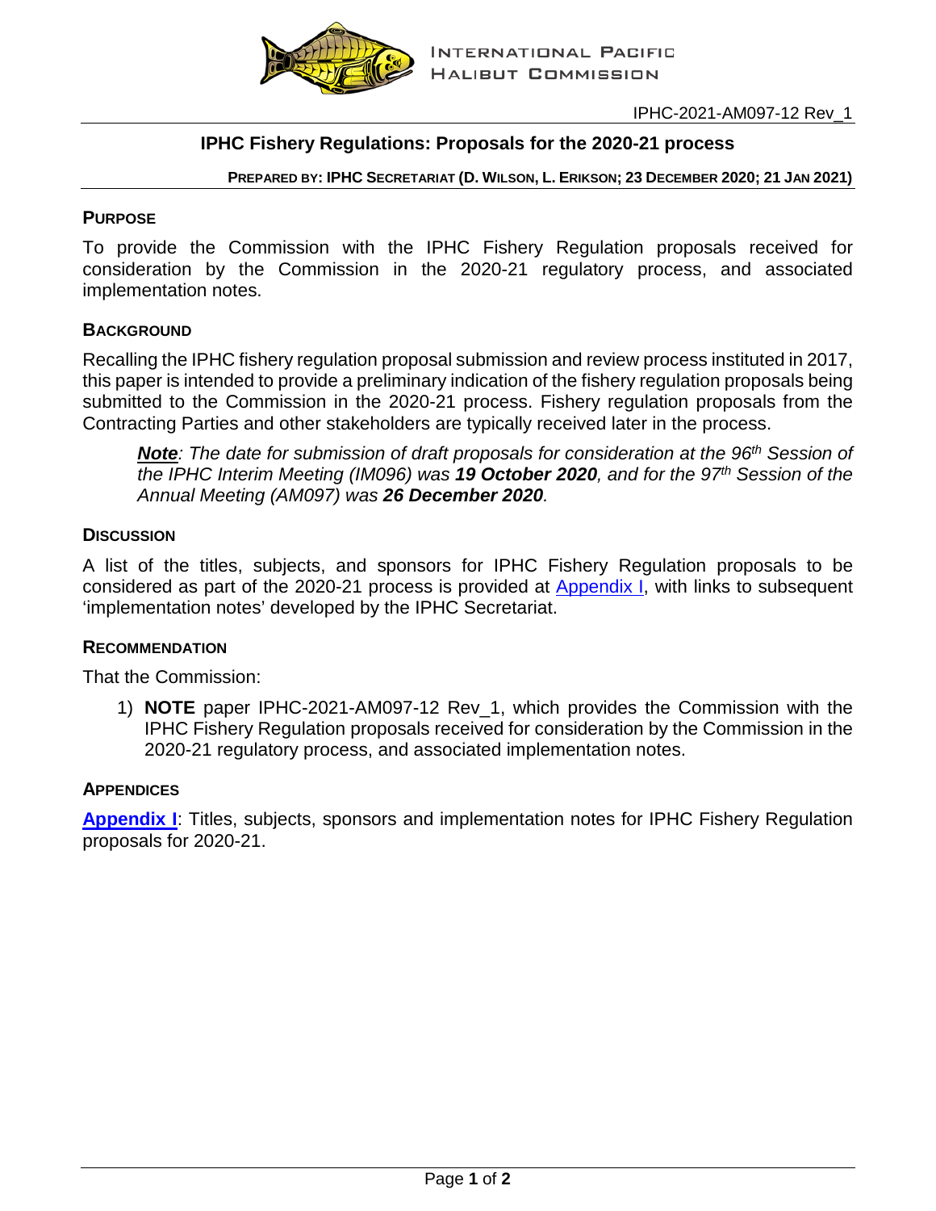INTERNATIONAL PACIFIC HALIBUT COMMISSION

IPHC-2021-AM097-12 Rev_1

# IPHC Fishery Regulations: Proposals for the 2020-21 process

**PREPARED BY: IPHC SECRETARIAT (D. WILSON, L. ERIKSON; 23 DECEMBER 2020; 21 JAN 2021)**

## PURPOSE

To provide the Commission with the IPHC Fishery Regulation proposals received for consideration by the Commission in the 2020-21 regulatory process, and associated implementation notes.

## BACKGROUND

Recalling the IPHC fishery regulation proposal submission and review process instituted in 2017, this paper is intended to provide a preliminary indication of the fishery regulation proposals being submitted to the Commission in the 2020-21 process. Fishery regulation proposals from the Contracting Parties and other stakeholders are typically received later in the process.

> ***Note**: The date for submission of draft proposals for consideration at the 96th Session of the IPHC Interim Meeting (IM096) was **19 October 2020**, and for the 97th Session of the Annual Meeting (AM097) was **26 December 2020**.*

## DISCUSSION

A list of the titles, subjects, and sponsors for IPHC Fishery Regulation proposals to be considered as part of the 2020-21 process is provided at Appendix I, with links to subsequent 'implementation notes' developed by the IPHC Secretariat.

## RECOMMENDATION

That the Commission:

1) **NOTE** paper IPHC-2021-AM097-12 Rev_1, which provides the Commission with the IPHC Fishery Regulation proposals received for consideration by the Commission in the 2020-21 regulatory process, and associated implementation notes.

## APPENDICES

**Appendix I**: Titles, subjects, sponsors and implementation notes for IPHC Fishery Regulation proposals for 2020-21.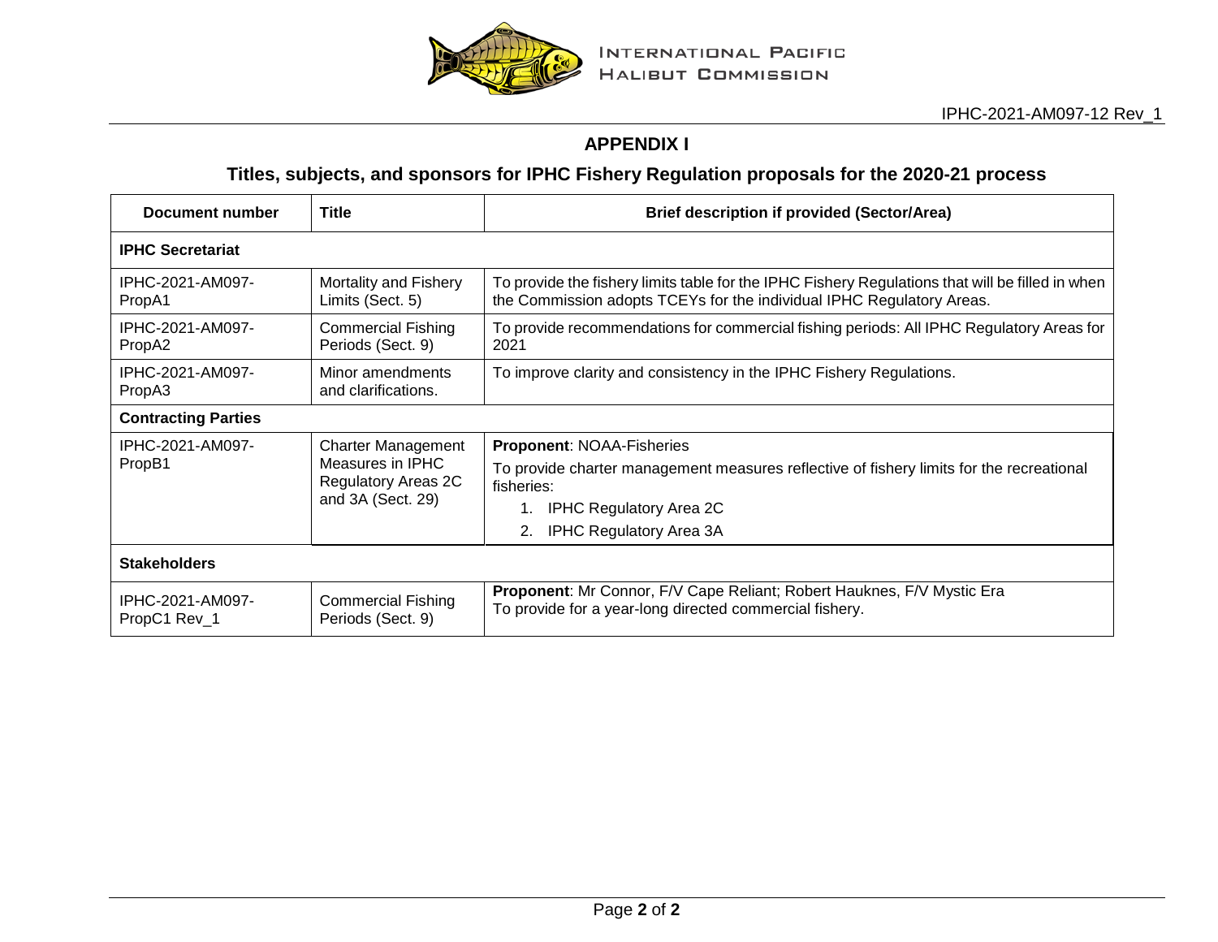## APPENDIX I

## Titles, subjects, and sponsors for IPHC Fishery Regulation proposals for the 2020-21 process

| Document number | Title | Brief description if provided (Sector/Area) |
|---|---|---|
| **IPHC Secretariat** | | |
| IPHC-2021-AM097-PropA1 | Mortality and Fishery Limits (Sect. 5) | To provide the fishery limits table for the IPHC Fishery Regulations that will be filled in when the Commission adopts TCEYs for the individual IPHC Regulatory Areas. |
| IPHC-2021-AM097-PropA2 | Commercial Fishing Periods (Sect. 9) | To provide recommendations for commercial fishing periods: All IPHC Regulatory Areas for 2021 |
| IPHC-2021-AM097-PropA3 | Minor amendments and clarifications. | To improve clarity and consistency in the IPHC Fishery Regulations. |
| **Contracting Parties** | | |
| IPHC-2021-AM097-PropB1 | Charter Management Measures in IPHC Regulatory Areas 2C and 3A (Sect. 29) | **Proponent**: NOAA-Fisheries<br>To provide charter management measures reflective of fishery limits for the recreational fisheries:<br>1. IPHC Regulatory Area 2C<br>2. IPHC Regulatory Area 3A |
| **Stakeholders** | | |
| IPHC-2021-AM097-PropC1 Rev_1 | Commercial Fishing Periods (Sect. 9) | **Proponent**: Mr Connor, F/V Cape Reliant; Robert Hauknes, F/V Mystic Era<br>To provide for a year-long directed commercial fishery. |